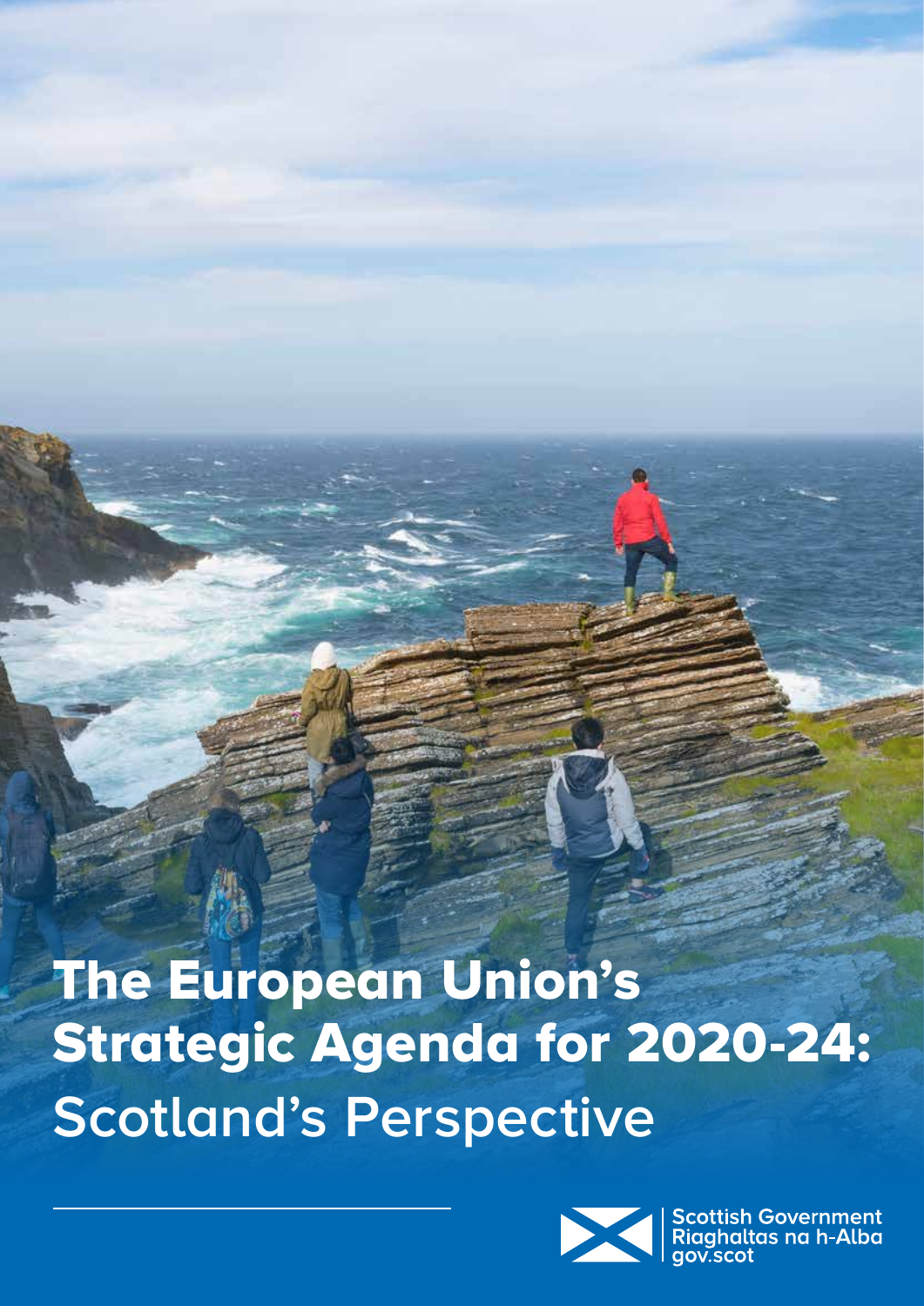# The European Union's Strategic Agenda for 2020-24: Scotland's Perspective

Scottish Government
Riaghaltas na h-Alba
gov.scot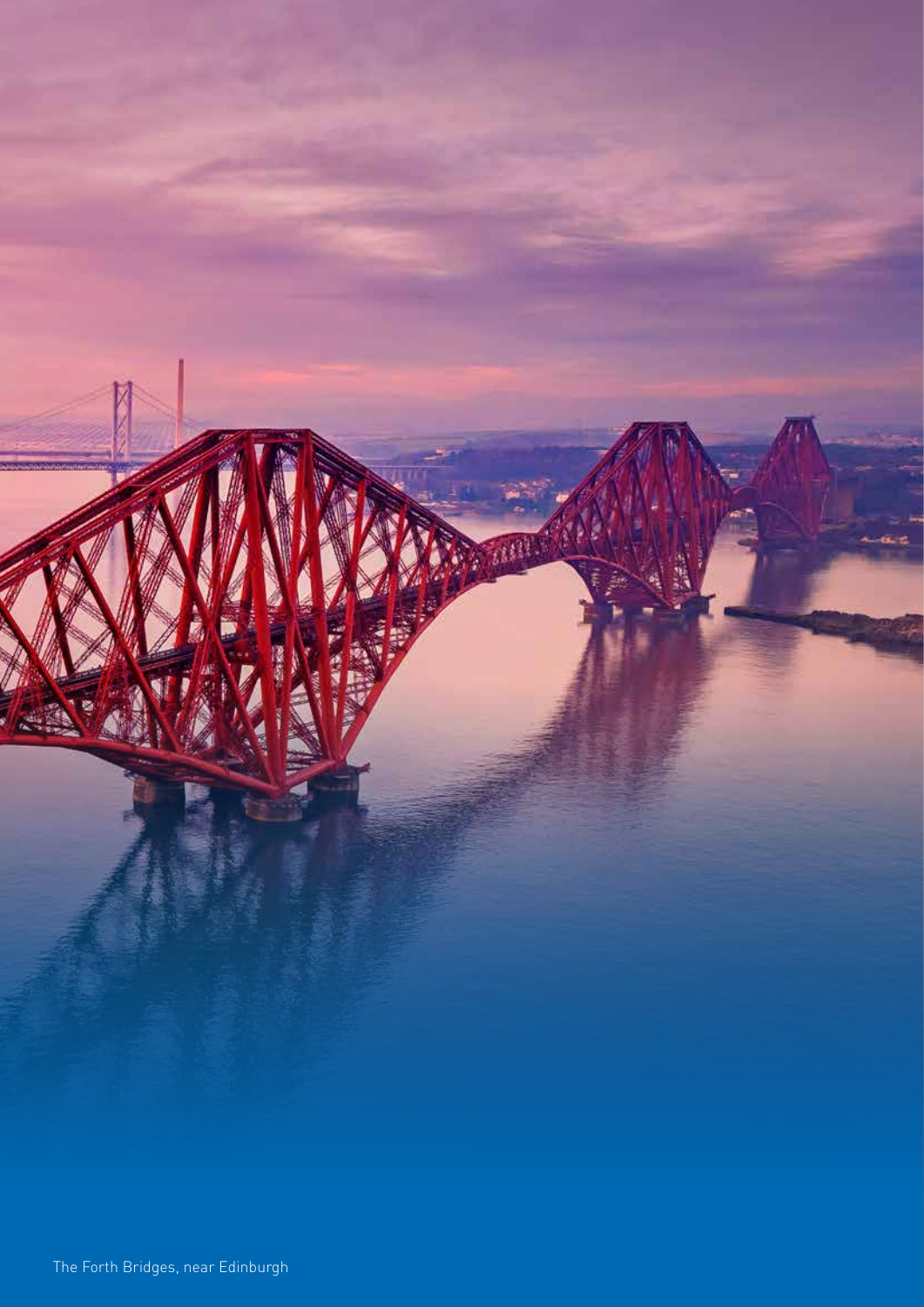The Forth Bridges, near Edinburgh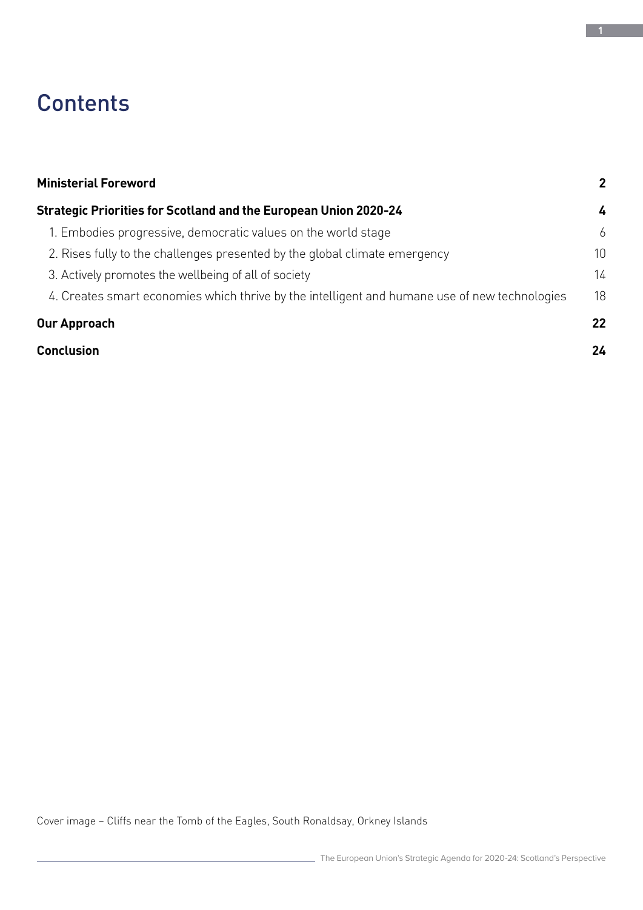# Contents

| | |
|---|---|
| **Ministerial Foreword** | **2** |
| **Strategic Priorities for Scotland and the European Union 2020-24** | **4** |
| 1. Embodies progressive, democratic values on the world stage | 6 |
| 2. Rises fully to the challenges presented by the global climate emergency | 10 |
| 3. Actively promotes the wellbeing of all of society | 14 |
| 4. Creates smart economies which thrive by the intelligent and humane use of new technologies | 18 |
| **Our Approach** | **22** |
| **Conclusion** | **24** |

Cover image – Cliffs near the Tomb of the Eagles, South Ronaldsay, Orkney Islands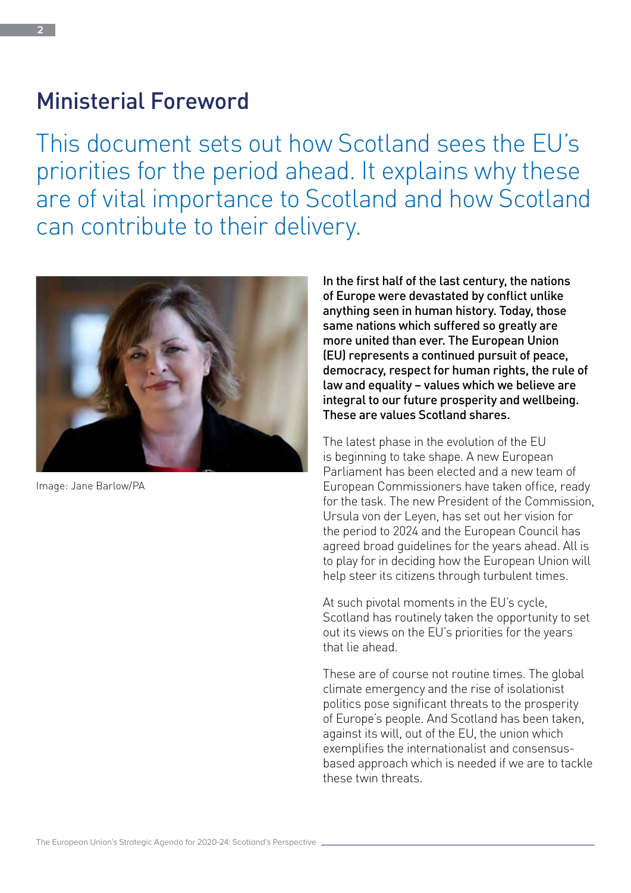## Ministerial Foreword

This document sets out how Scotland sees the EU's priorities for the period ahead. It explains why these are of vital importance to Scotland and how Scotland can contribute to their delivery.

Image: Jane Barlow/PA

**In the first half of the last century, the nations of Europe were devastated by conflict unlike anything seen in human history. Today, those same nations which suffered so greatly are more united than ever. The European Union (EU) represents a continued pursuit of peace, democracy, respect for human rights, the rule of law and equality – values which we believe are integral to our future prosperity and wellbeing. These are values Scotland shares.**

The latest phase in the evolution of the EU is beginning to take shape. A new European Parliament has been elected and a new team of European Commissioners have taken office, ready for the task. The new President of the Commission, Ursula von der Leyen, has set out her vision for the period to 2024 and the European Council has agreed broad guidelines for the years ahead. All is to play for in deciding how the European Union will help steer its citizens through turbulent times.

At such pivotal moments in the EU's cycle, Scotland has routinely taken the opportunity to set out its views on the EU's priorities for the years that lie ahead.

These are of course not routine times. The global climate emergency and the rise of isolationist politics pose significant threats to the prosperity of Europe's people. And Scotland has been taken, against its will, out of the EU, the union which exemplifies the internationalist and consensus-based approach which is needed if we are to tackle these twin threats.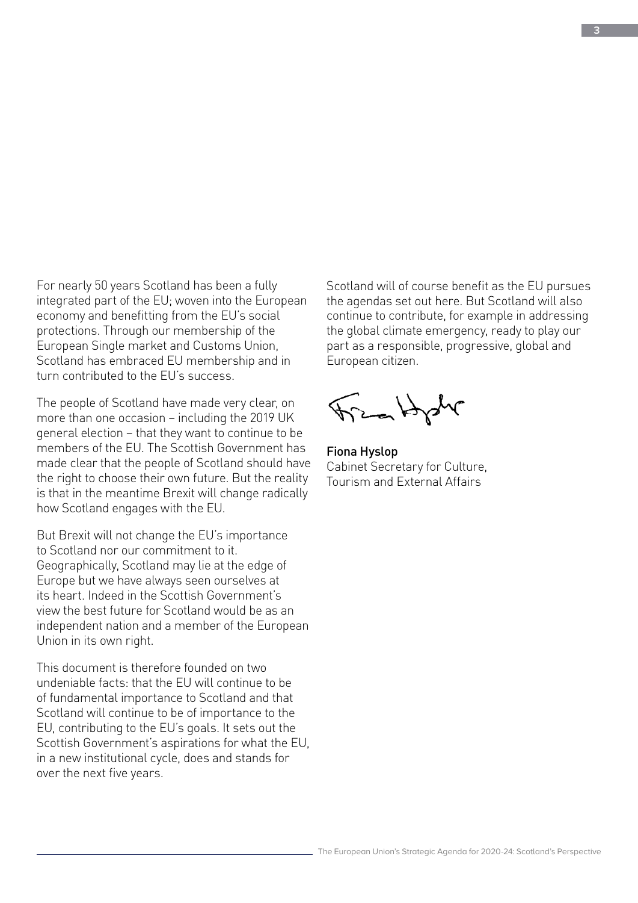For nearly 50 years Scotland has been a fully integrated part of the EU; woven into the European economy and benefitting from the EU's social protections. Through our membership of the European Single market and Customs Union, Scotland has embraced EU membership and in turn contributed to the EU's success.

The people of Scotland have made very clear, on more than one occasion – including the 2019 UK general election – that they want to continue to be members of the EU. The Scottish Government has made clear that the people of Scotland should have the right to choose their own future. But the reality is that in the meantime Brexit will change radically how Scotland engages with the EU.

But Brexit will not change the EU's importance to Scotland nor our commitment to it. Geographically, Scotland may lie at the edge of Europe but we have always seen ourselves at its heart. Indeed in the Scottish Government's view the best future for Scotland would be as an independent nation and a member of the European Union in its own right.

This document is therefore founded on two undeniable facts: that the EU will continue to be of fundamental importance to Scotland and that Scotland will continue to be of importance to the EU, contributing to the EU's goals. It sets out the Scottish Government's aspirations for what the EU, in a new institutional cycle, does and stands for over the next five years.

Scotland will of course benefit as the EU pursues the agendas set out here. But Scotland will also continue to contribute, for example in addressing the global climate emergency, ready to play our part as a responsible, progressive, global and European citizen.

**Fiona Hyslop**
Cabinet Secretary for Culture, Tourism and External Affairs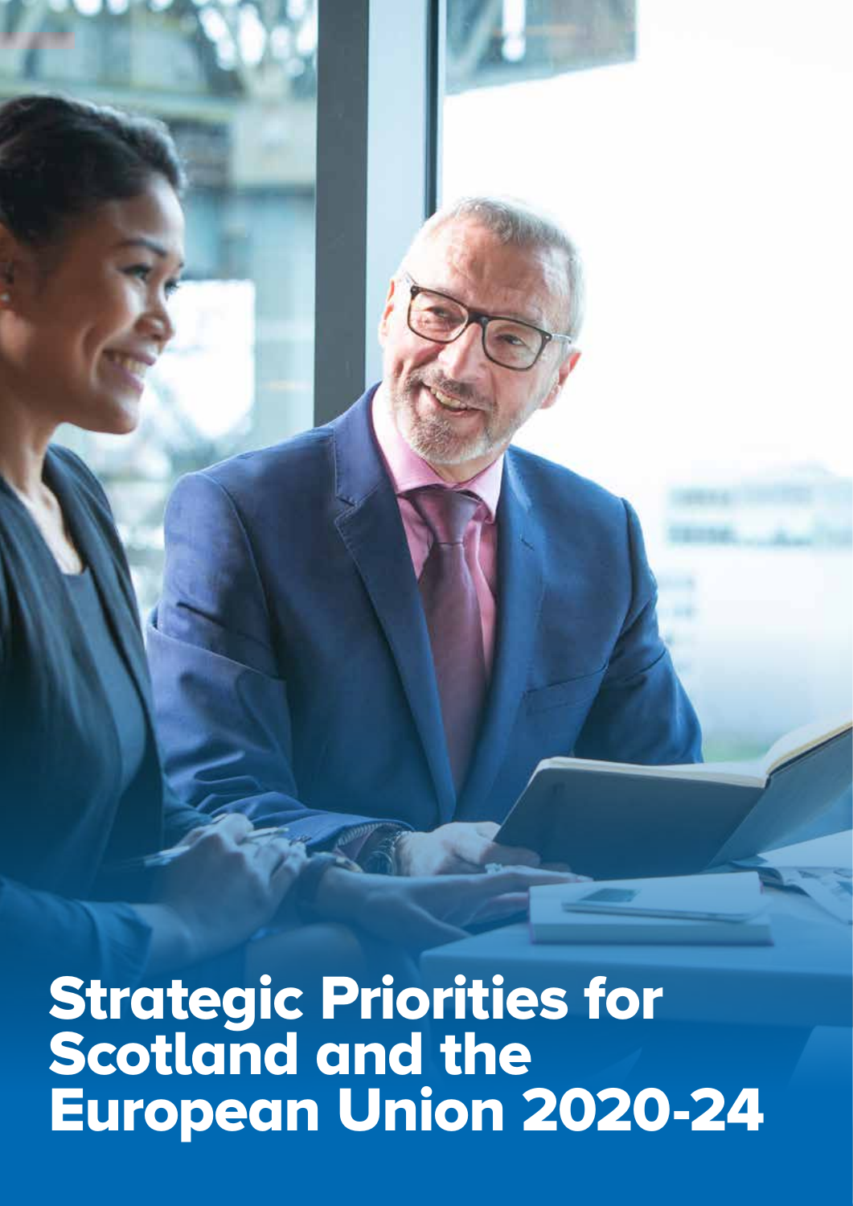# Strategic Priorities for Scotland and the European Union 2020-24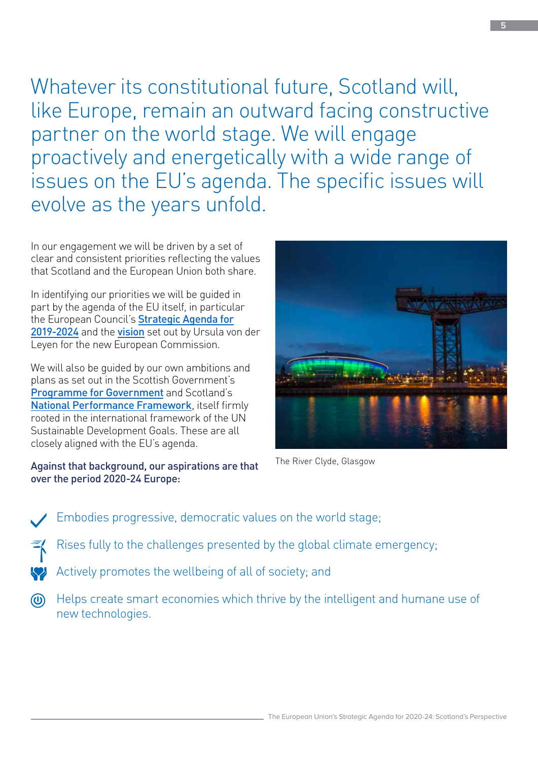Whatever its constitutional future, Scotland will, like Europe, remain an outward facing constructive partner on the world stage. We will engage proactively and energetically with a wide range of issues on the EU's agenda. The specific issues will evolve as the years unfold.

In our engagement we will be driven by a set of clear and consistent priorities reflecting the values that Scotland and the European Union both share.

In identifying our priorities we will be guided in part by the agenda of the EU itself, in particular the European Council's Strategic Agenda for 2019-2024 and the vision set out by Ursula von der Leyen for the new European Commission.

We will also be guided by our own ambitions and plans as set out in the Scottish Government's Programme for Government and Scotland's National Performance Framework, itself firmly rooted in the international framework of the UN Sustainable Development Goals. These are all closely aligned with the EU's agenda.

**Against that background, our aspirations are that over the period 2020-24 Europe:**

The River Clyde, Glasgow

- Embodies progressive, democratic values on the world stage;
- Rises fully to the challenges presented by the global climate emergency;
- Actively promotes the wellbeing of all of society; and
- Helps create smart economies which thrive by the intelligent and humane use of new technologies.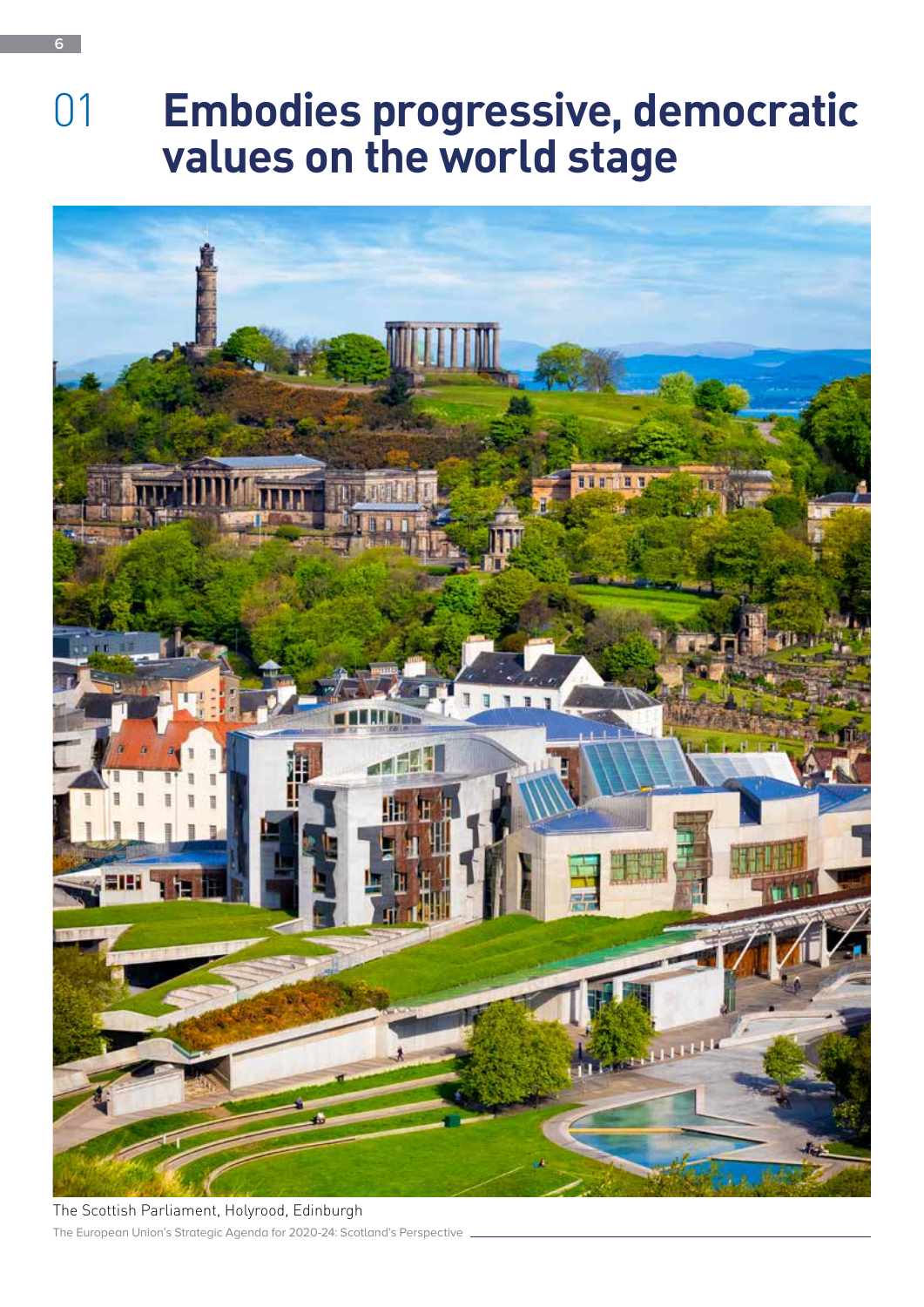# 01 Embodies progressive, democratic values on the world stage

The Scottish Parliament, Holyrood, Edinburgh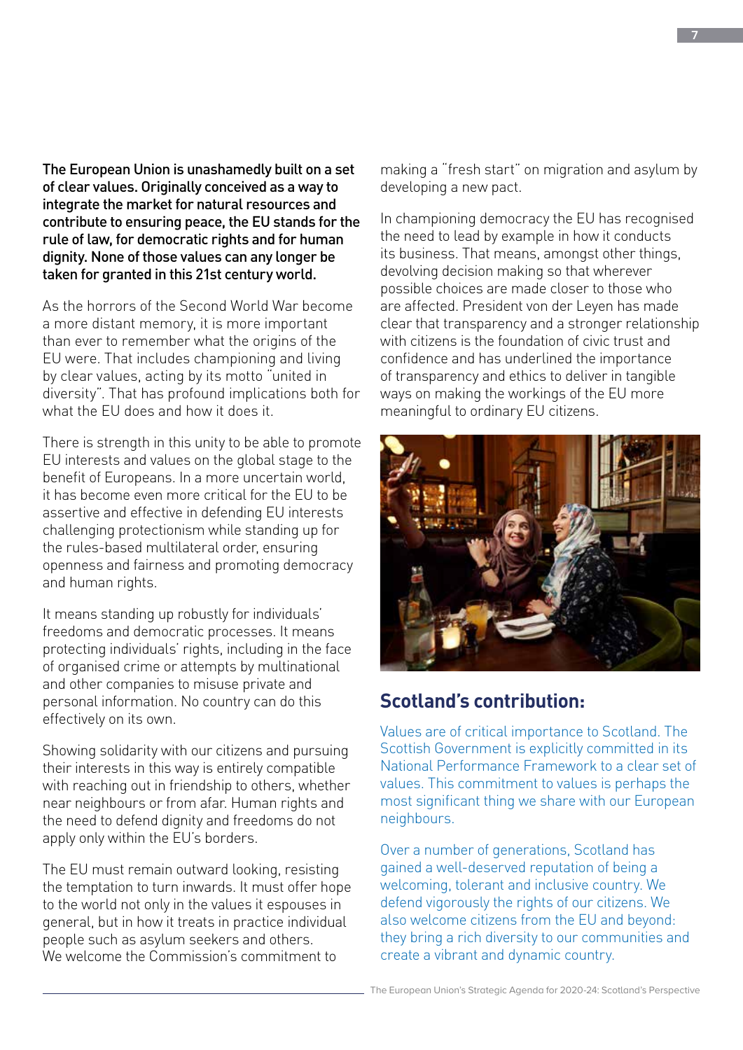**The European Union is unashamedly built on a set of clear values. Originally conceived as a way to integrate the market for natural resources and contribute to ensuring peace, the EU stands for the rule of law, for democratic rights and for human dignity. None of those values can any longer be taken for granted in this 21st century world.**

As the horrors of the Second World War become a more distant memory, it is more important than ever to remember what the origins of the EU were. That includes championing and living by clear values, acting by its motto "united in diversity". That has profound implications both for what the EU does and how it does it.

There is strength in this unity to be able to promote EU interests and values on the global stage to the benefit of Europeans. In a more uncertain world, it has become even more critical for the EU to be assertive and effective in defending EU interests challenging protectionism while standing up for the rules-based multilateral order, ensuring openness and fairness and promoting democracy and human rights.

It means standing up robustly for individuals' freedoms and democratic processes. It means protecting individuals' rights, including in the face of organised crime or attempts by multinational and other companies to misuse private and personal information. No country can do this effectively on its own.

Showing solidarity with our citizens and pursuing their interests in this way is entirely compatible with reaching out in friendship to others, whether near neighbours or from afar. Human rights and the need to defend dignity and freedoms do not apply only within the EU's borders.

The EU must remain outward looking, resisting the temptation to turn inwards. It must offer hope to the world not only in the values it espouses in general, but in how it treats in practice individual people such as asylum seekers and others. We welcome the Commission's commitment to making a "fresh start" on migration and asylum by developing a new pact.

In championing democracy the EU has recognised the need to lead by example in how it conducts its business. That means, amongst other things, devolving decision making so that wherever possible choices are made closer to those who are affected. President von der Leyen has made clear that transparency and a stronger relationship with citizens is the foundation of civic trust and confidence and has underlined the importance of transparency and ethics to deliver in tangible ways on making the workings of the EU more meaningful to ordinary EU citizens.

## Scotland's contribution:

Values are of critical importance to Scotland. The Scottish Government is explicitly committed in its National Performance Framework to a clear set of values. This commitment to values is perhaps the most significant thing we share with our European neighbours.

Over a number of generations, Scotland has gained a well-deserved reputation of being a welcoming, tolerant and inclusive country. We defend vigorously the rights of our citizens. We also welcome citizens from the EU and beyond: they bring a rich diversity to our communities and create a vibrant and dynamic country.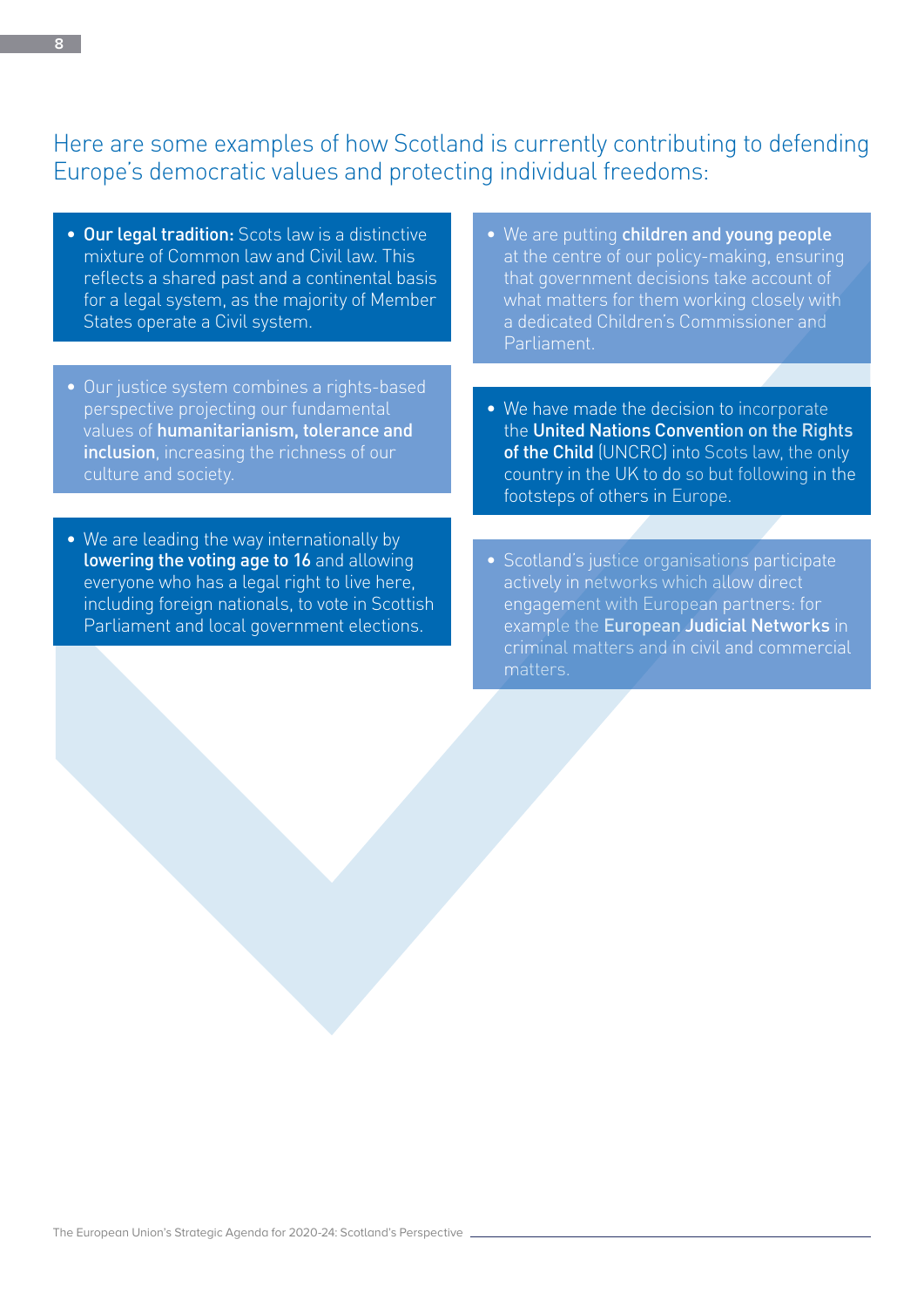## Here are some examples of how Scotland is currently contributing to defending Europe's democratic values and protecting individual freedoms:

- **Our legal tradition:** Scots law is a distinctive mixture of Common law and Civil law. This reflects a shared past and a continental basis for a legal system, as the majority of Member States operate a Civil system.

- Our justice system combines a rights-based perspective projecting our fundamental values of **humanitarianism, tolerance and inclusion**, increasing the richness of our culture and society.

- We are leading the way internationally by **lowering the voting age to 16** and allowing everyone who has a legal right to live here, including foreign nationals, to vote in Scottish Parliament and local government elections.

- We are putting **children and young people** at the centre of our policy-making, ensuring that government decisions take account of what matters for them working closely with a dedicated Children's Commissioner and Parliament.

- We have made the decision to incorporate the **United Nations Convention on the Rights of the Child** (UNCRC) into Scots law, the only country in the UK to do so but following in the footsteps of others in Europe.

- Scotland's justice organisations participate actively in networks which allow direct engagement with European partners: for example the **European Judicial Networks** in criminal matters and in civil and commercial matters.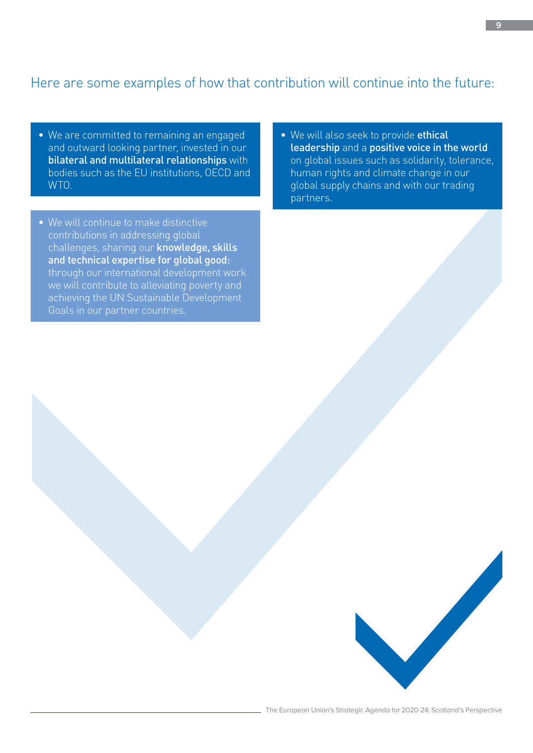## Here are some examples of how that contribution will continue into the future:

- We are committed to remaining an engaged and outward looking partner, invested in our **bilateral and multilateral relationships** with bodies such as the EU institutions, OECD and WTO.

- We will continue to make distinctive contributions in addressing global challenges, sharing our **knowledge, skills and technical expertise for global good:** through our international development work we will contribute to alleviating poverty and achieving the UN Sustainable Development Goals in our partner countries.

- We will also seek to provide **ethical leadership** and a **positive voice in the world** on global issues such as solidarity, tolerance, human rights and climate change in our global supply chains and with our trading partners.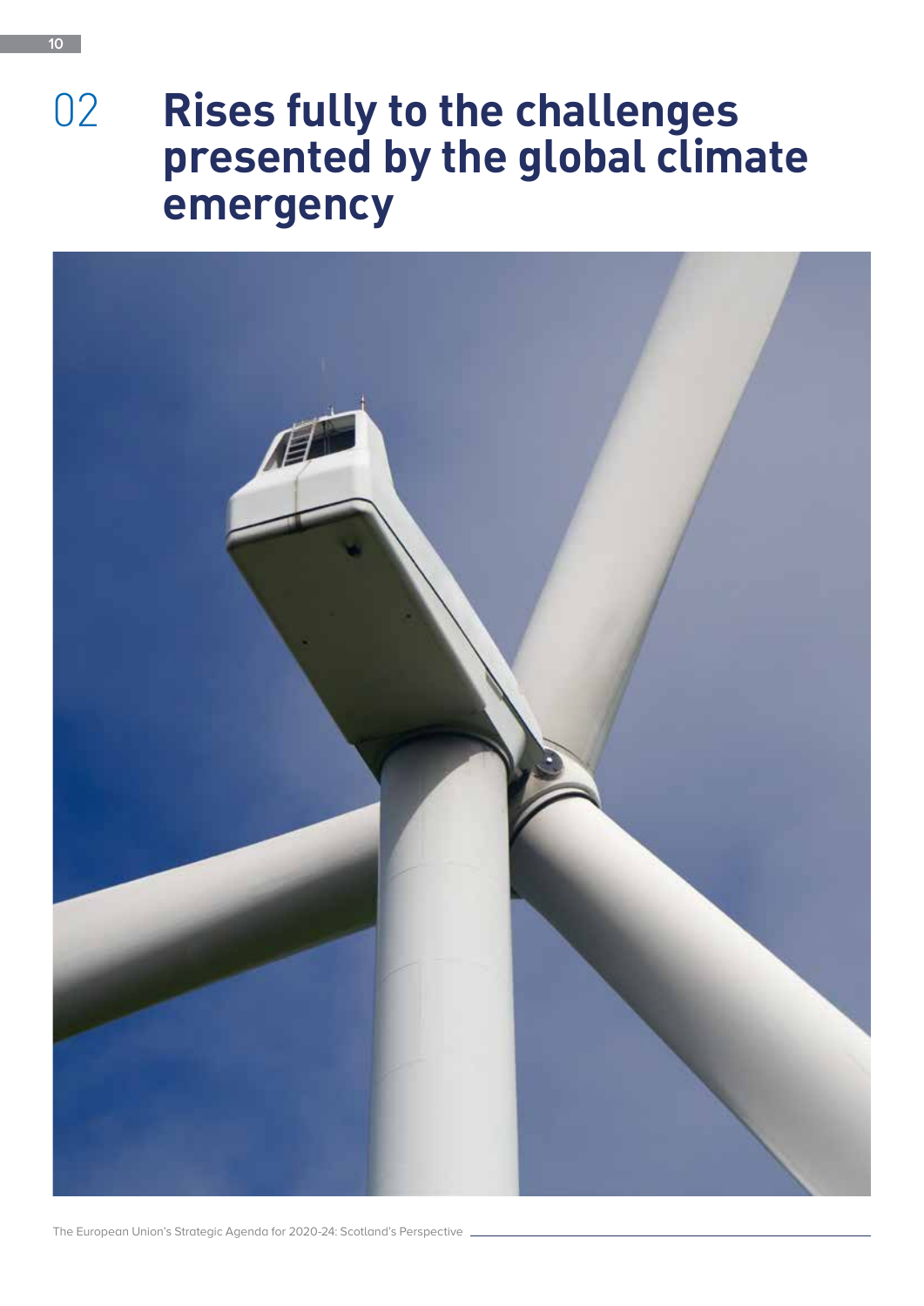# 02 Rises fully to the challenges presented by the global climate emergency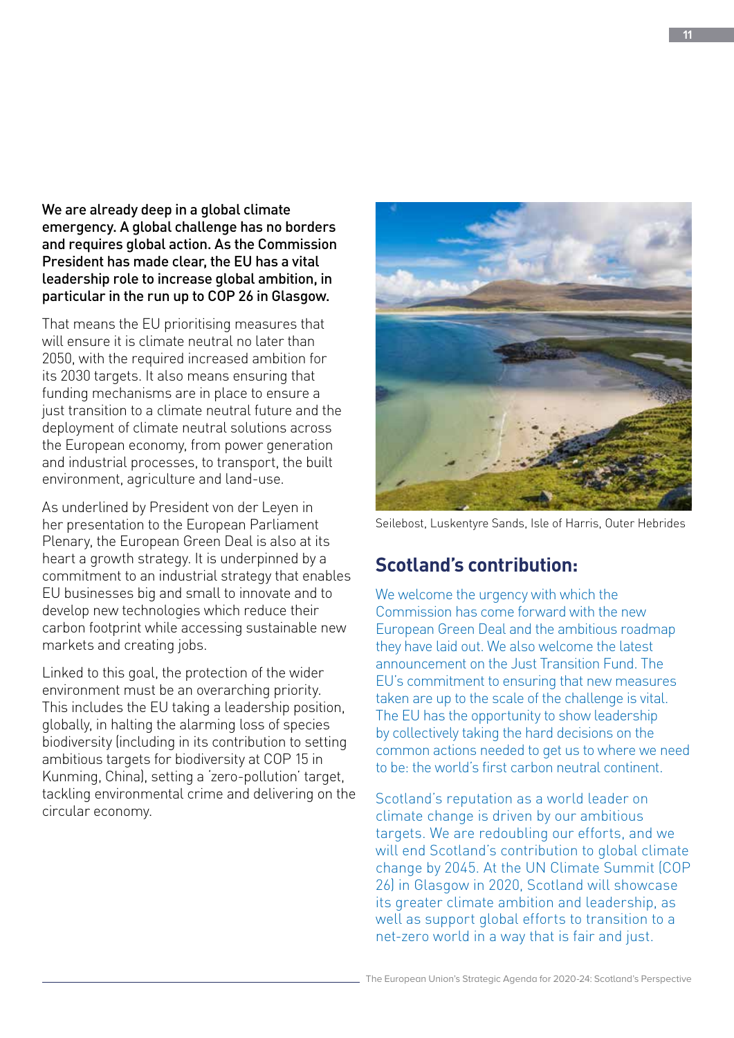**We are already deep in a global climate emergency. A global challenge has no borders and requires global action. As the Commission President has made clear, the EU has a vital leadership role to increase global ambition, in particular in the run up to COP 26 in Glasgow.**

That means the EU prioritising measures that will ensure it is climate neutral no later than 2050, with the required increased ambition for its 2030 targets. It also means ensuring that funding mechanisms are in place to ensure a just transition to a climate neutral future and the deployment of climate neutral solutions across the European economy, from power generation and industrial processes, to transport, the built environment, agriculture and land-use.

As underlined by President von der Leyen in her presentation to the European Parliament Plenary, the European Green Deal is also at its heart a growth strategy. It is underpinned by a commitment to an industrial strategy that enables EU businesses big and small to innovate and to develop new technologies which reduce their carbon footprint while accessing sustainable new markets and creating jobs.

Linked to this goal, the protection of the wider environment must be an overarching priority. This includes the EU taking a leadership position, globally, in halting the alarming loss of species biodiversity (including in its contribution to setting ambitious targets for biodiversity at COP 15 in Kunming, China), setting a 'zero-pollution' target, tackling environmental crime and delivering on the circular economy.

Seilebost, Luskentyre Sands, Isle of Harris, Outer Hebrides

## Scotland's contribution:

We welcome the urgency with which the Commission has come forward with the new European Green Deal and the ambitious roadmap they have laid out. We also welcome the latest announcement on the Just Transition Fund. The EU's commitment to ensuring that new measures taken are up to the scale of the challenge is vital. The EU has the opportunity to show leadership by collectively taking the hard decisions on the common actions needed to get us to where we need to be: the world's first carbon neutral continent.

Scotland's reputation as a world leader on climate change is driven by our ambitious targets. We are redoubling our efforts, and we will end Scotland's contribution to global climate change by 2045. At the UN Climate Summit (COP 26) in Glasgow in 2020, Scotland will showcase its greater climate ambition and leadership, as well as support global efforts to transition to a net-zero world in a way that is fair and just.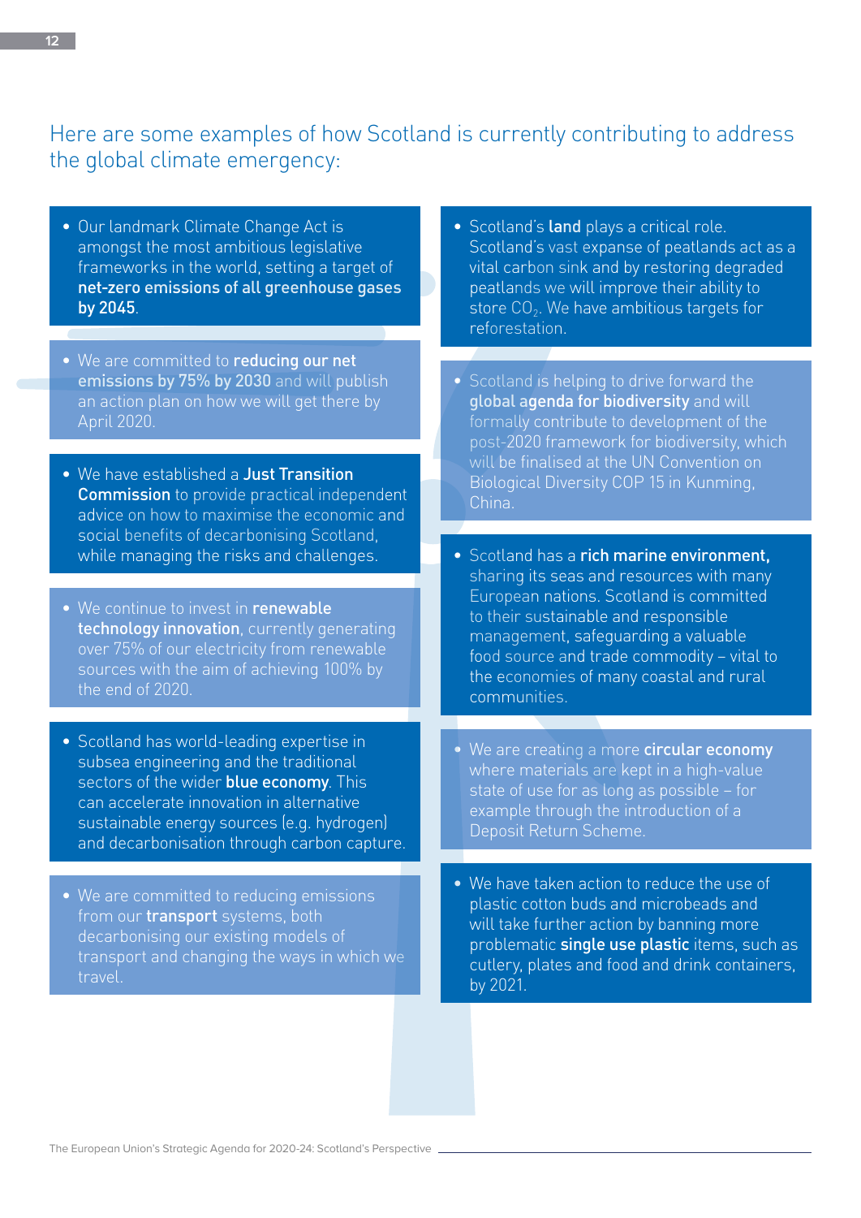Here are some examples of how Scotland is currently contributing to address the global climate emergency:

- Our landmark Climate Change Act is amongst the most ambitious legislative frameworks in the world, setting a target of **net-zero emissions of all greenhouse gases by 2045**.

- We are committed to **reducing our net emissions by 75% by 2030** and will publish an action plan on how we will get there by April 2020.

- We have established a **Just Transition Commission** to provide practical independent advice on how to maximise the economic and social benefits of decarbonising Scotland, while managing the risks and challenges.

- We continue to invest in **renewable technology innovation**, currently generating over 75% of our electricity from renewable sources with the aim of achieving 100% by the end of 2020.

- Scotland has world-leading expertise in subsea engineering and the traditional sectors of the wider **blue economy**. This can accelerate innovation in alternative sustainable energy sources (e.g. hydrogen) and decarbonisation through carbon capture.

- We are committed to reducing emissions from our **transport** systems, both decarbonising our existing models of transport and changing the ways in which we travel.

- Scotland's **land** plays a critical role. Scotland's vast expanse of peatlands act as a vital carbon sink and by restoring degraded peatlands we will improve their ability to store $CO_2$. We have ambitious targets for reforestation.

- Scotland is helping to drive forward the **global agenda for biodiversity** and will formally contribute to development of the post-2020 framework for biodiversity, which will be finalised at the UN Convention on Biological Diversity COP 15 in Kunming, China.

- Scotland has a **rich marine environment,** sharing its seas and resources with many European nations. Scotland is committed to their sustainable and responsible management, safeguarding a valuable food source and trade commodity – vital to the economies of many coastal and rural communities.

- We are creating a more **circular economy** where materials are kept in a high-value state of use for as long as possible – for example through the introduction of a Deposit Return Scheme.

- We have taken action to reduce the use of plastic cotton buds and microbeads and will take further action by banning more problematic **single use plastic** items, such as cutlery, plates and food and drink containers, by 2021.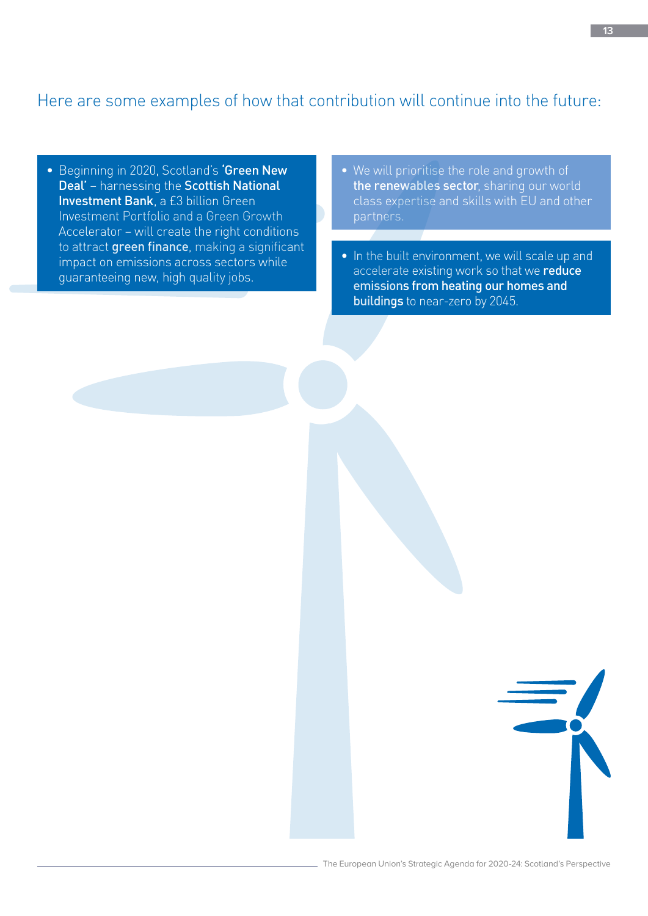## Here are some examples of how that contribution will continue into the future:

- Beginning in 2020, Scotland's **'Green New Deal'** – harnessing the **Scottish National Investment Bank**, a £3 billion Green Investment Portfolio and a Green Growth Accelerator – will create the right conditions to attract **green finance**, making a significant impact on emissions across sectors while guaranteeing new, high quality jobs.

- We will prioritise the role and growth of **the renewables sector**, sharing our world class expertise and skills with EU and other partners.

- In the built environment, we will scale up and accelerate existing work so that we **reduce emissions from heating our homes and buildings** to near-zero by 2045.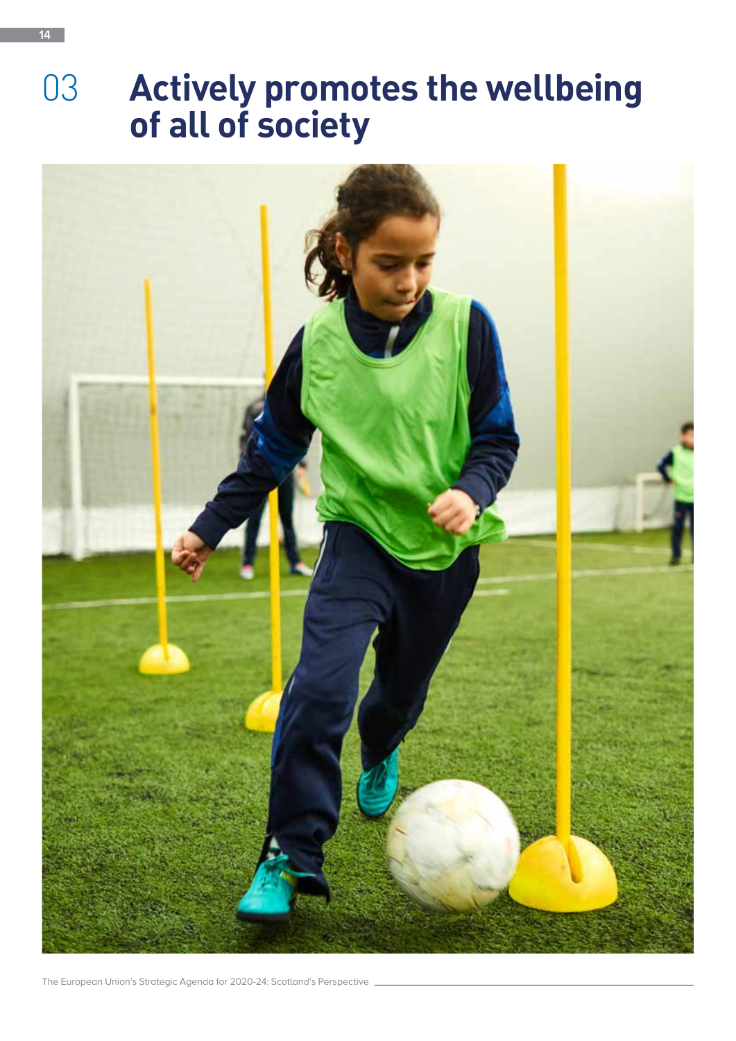# 03 Actively promotes the wellbeing of all of society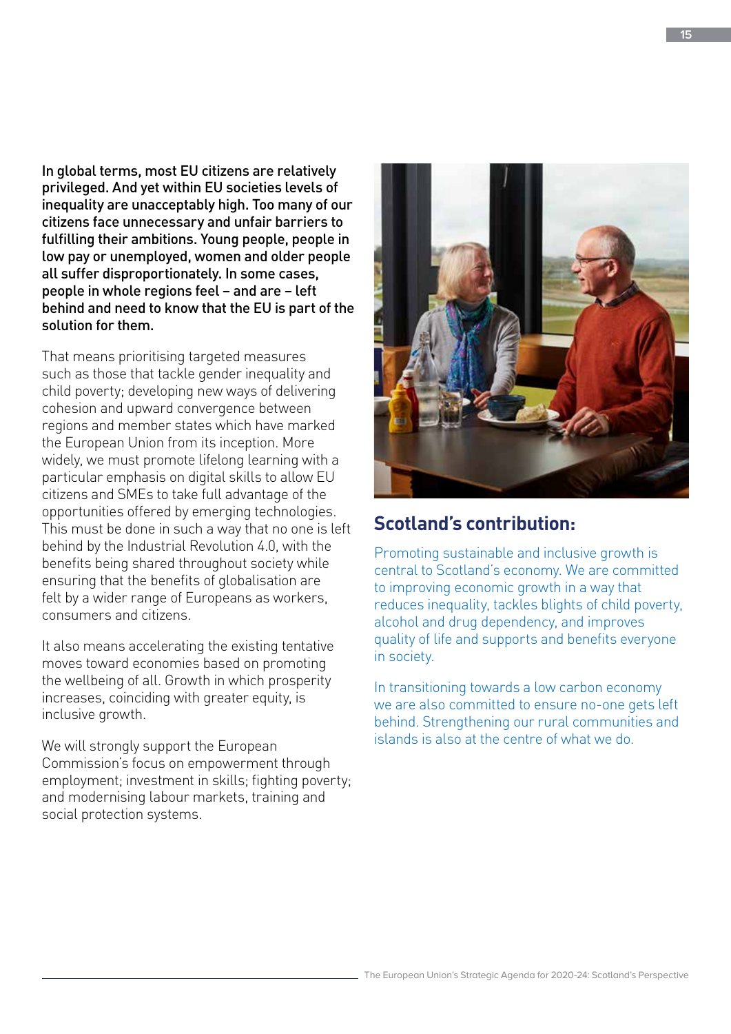**In global terms, most EU citizens are relatively privileged. And yet within EU societies levels of inequality are unacceptably high. Too many of our citizens face unnecessary and unfair barriers to fulfilling their ambitions. Young people, people in low pay or unemployed, women and older people all suffer disproportionately. In some cases, people in whole regions feel – and are – left behind and need to know that the EU is part of the solution for them.**

That means prioritising targeted measures such as those that tackle gender inequality and child poverty; developing new ways of delivering cohesion and upward convergence between regions and member states which have marked the European Union from its inception. More widely, we must promote lifelong learning with a particular emphasis on digital skills to allow EU citizens and SMEs to take full advantage of the opportunities offered by emerging technologies. This must be done in such a way that no one is left behind by the Industrial Revolution 4.0, with the benefits being shared throughout society while ensuring that the benefits of globalisation are felt by a wider range of Europeans as workers, consumers and citizens.

It also means accelerating the existing tentative moves toward economies based on promoting the wellbeing of all. Growth in which prosperity increases, coinciding with greater equity, is inclusive growth.

We will strongly support the European Commission's focus on empowerment through employment; investment in skills; fighting poverty; and modernising labour markets, training and social protection systems.

## Scotland's contribution:

Promoting sustainable and inclusive growth is central to Scotland's economy. We are committed to improving economic growth in a way that reduces inequality, tackles blights of child poverty, alcohol and drug dependency, and improves quality of life and supports and benefits everyone in society.

In transitioning towards a low carbon economy we are also committed to ensure no-one gets left behind. Strengthening our rural communities and islands is also at the centre of what we do.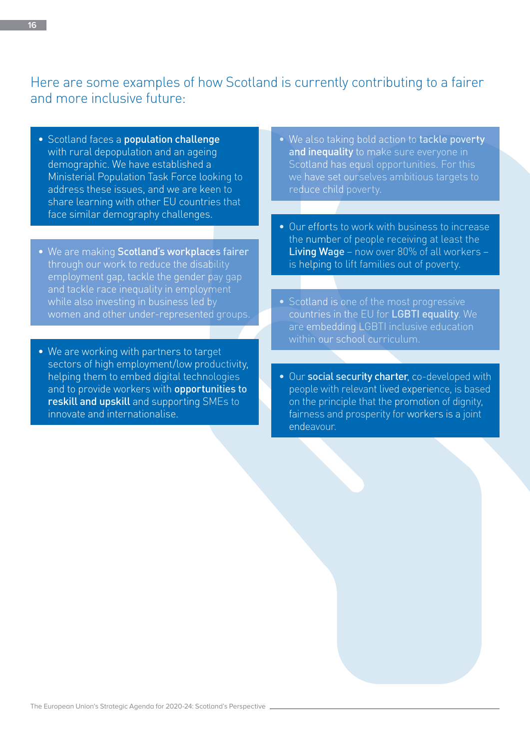## Here are some examples of how Scotland is currently contributing to a fairer and more inclusive future:

- Scotland faces a **population challenge** with rural depopulation and an ageing demographic. We have established a Ministerial Population Task Force looking to address these issues, and we are keen to share learning with other EU countries that face similar demography challenges.

- We are making **Scotland's workplaces fairer** through our work to reduce the disability employment gap, tackle the gender pay gap and tackle race inequality in employment while also investing in business led by women and other under-represented groups.

- We are working with partners to target sectors of high employment/low productivity, helping them to embed digital technologies and to provide workers with **opportunities to reskill and upskill** and supporting SMEs to innovate and internationalise.

- We also taking bold action to **tackle poverty and inequality** to make sure everyone in Scotland has equal opportunities. For this we have set ourselves ambitious targets to reduce child poverty.

- Our efforts to work with business to increase the number of people receiving at least the **Living Wage** – now over 80% of all workers – is helping to lift families out of poverty.

- Scotland is one of the most progressive countries in the EU for **LGBTI equality**. We are embedding LGBTI inclusive education within our school curriculum.

- Our **social security charter**, co-developed with people with relevant lived experience, is based on the principle that the promotion of dignity, fairness and prosperity for workers is a joint endeavour.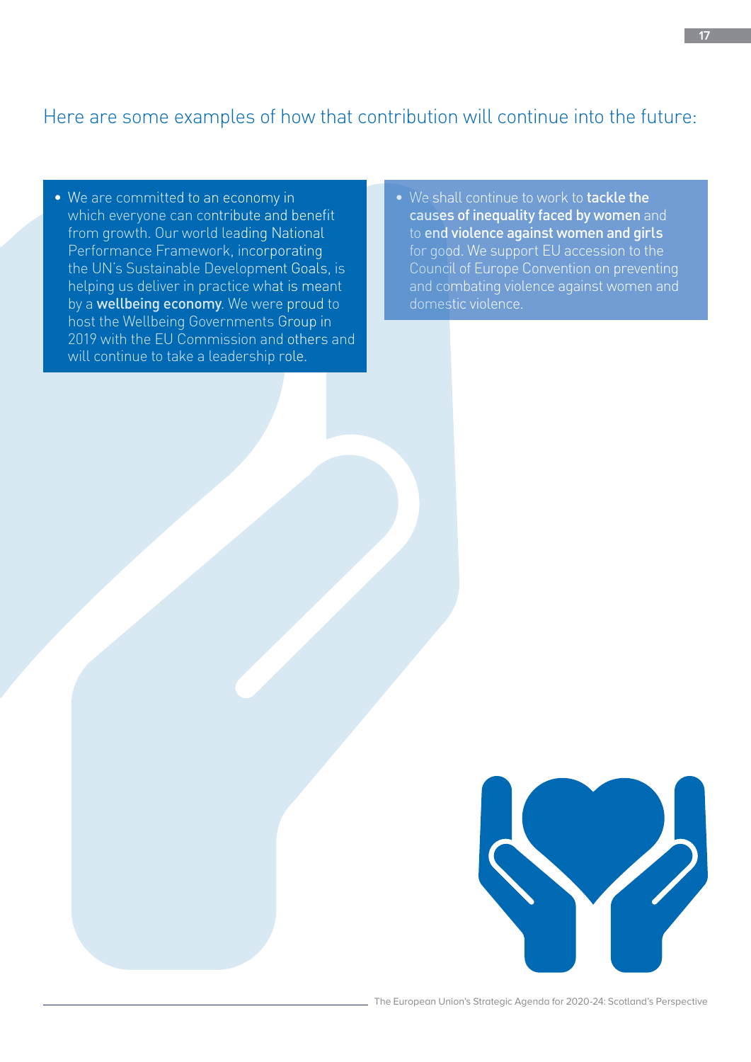## Here are some examples of how that contribution will continue into the future:

- We are committed to an economy in which everyone can contribute and benefit from growth. Our world leading National Performance Framework, incorporating the UN's Sustainable Development Goals, is helping us deliver in practice what is meant by a **wellbeing economy**. We were proud to host the Wellbeing Governments Group in 2019 with the EU Commission and others and will continue to take a leadership role.

- We shall continue to work to **tackle the causes of inequality faced by women** and to **end violence against women and girls** for good. We support EU accession to the Council of Europe Convention on preventing and combating violence against women and domestic violence.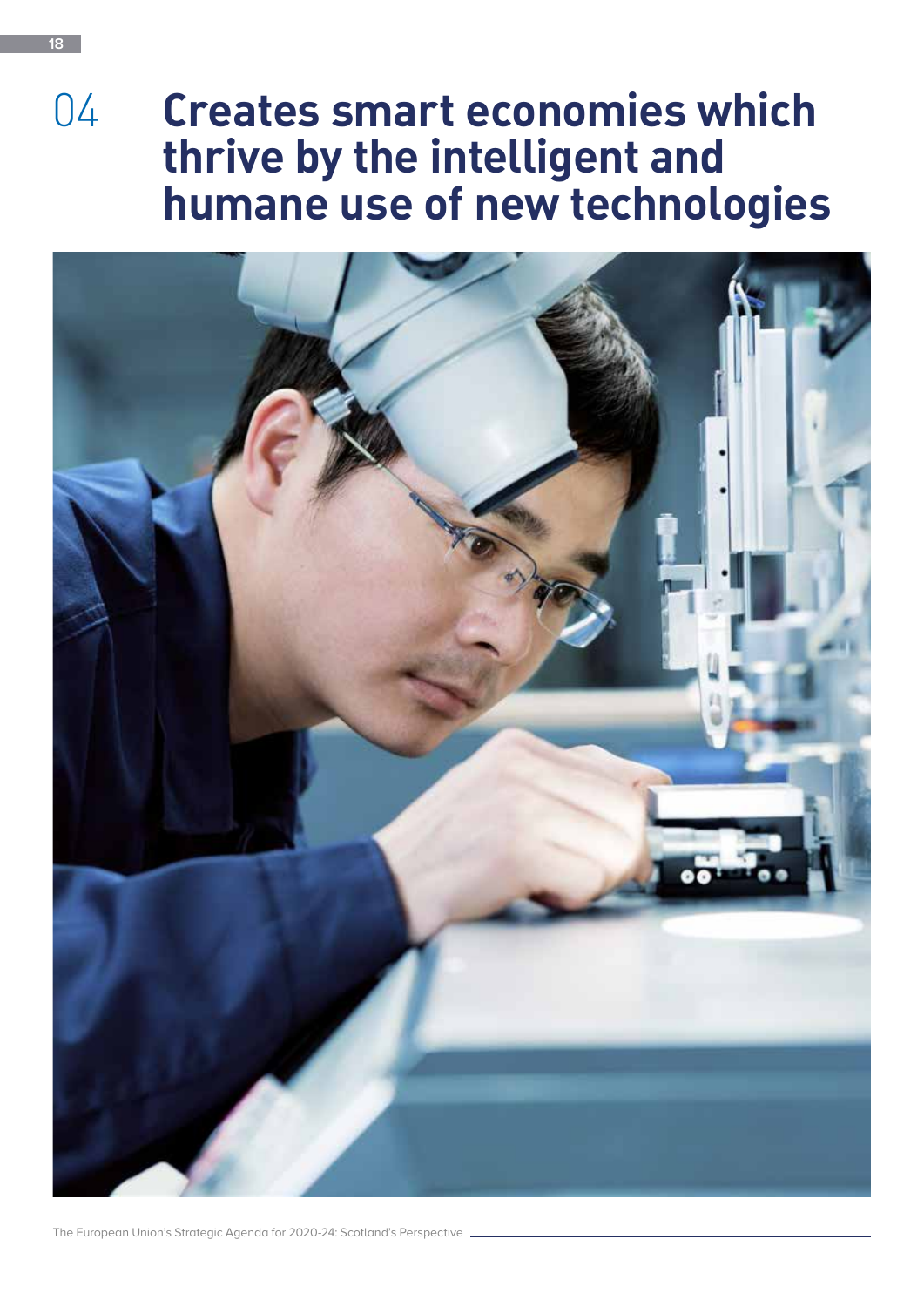# 04 Creates smart economies which thrive by the intelligent and humane use of new technologies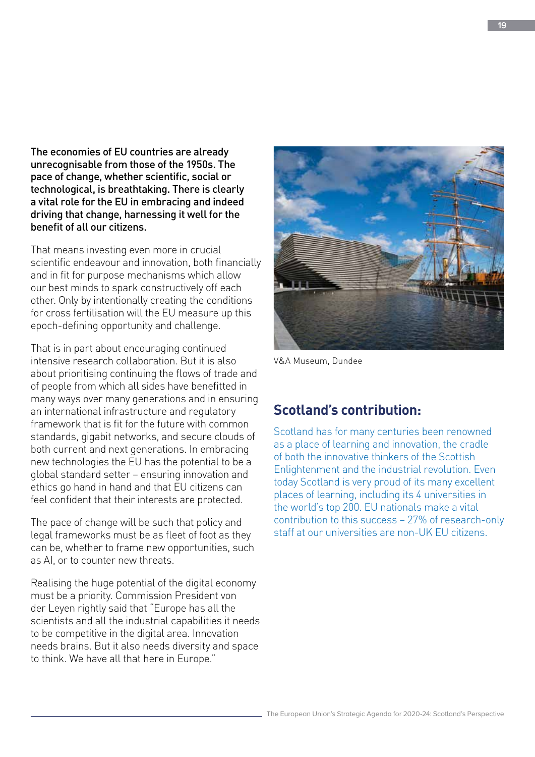**The economies of EU countries are already unrecognisable from those of the 1950s. The pace of change, whether scientific, social or technological, is breathtaking. There is clearly a vital role for the EU in embracing and indeed driving that change, harnessing it well for the benefit of all our citizens.**

That means investing even more in crucial scientific endeavour and innovation, both financially and in fit for purpose mechanisms which allow our best minds to spark constructively off each other. Only by intentionally creating the conditions for cross fertilisation will the EU measure up this epoch-defining opportunity and challenge.

That is in part about encouraging continued intensive research collaboration. But it is also about prioritising continuing the flows of trade and of people from which all sides have benefitted in many ways over many generations and in ensuring an international infrastructure and regulatory framework that is fit for the future with common standards, gigabit networks, and secure clouds of both current and next generations. In embracing new technologies the EU has the potential to be a global standard setter – ensuring innovation and ethics go hand in hand and that EU citizens can feel confident that their interests are protected.

The pace of change will be such that policy and legal frameworks must be as fleet of foot as they can be, whether to frame new opportunities, such as AI, or to counter new threats.

Realising the huge potential of the digital economy must be a priority. Commission President von der Leyen rightly said that "Europe has all the scientists and all the industrial capabilities it needs to be competitive in the digital area. Innovation needs brains. But it also needs diversity and space to think. We have all that here in Europe."

V&A Museum, Dundee

## Scotland's contribution:

Scotland has for many centuries been renowned as a place of learning and innovation, the cradle of both the innovative thinkers of the Scottish Enlightenment and the industrial revolution. Even today Scotland is very proud of its many excellent places of learning, including its 4 universities in the world's top 200. EU nationals make a vital contribution to this success – 27% of research-only staff at our universities are non-UK EU citizens.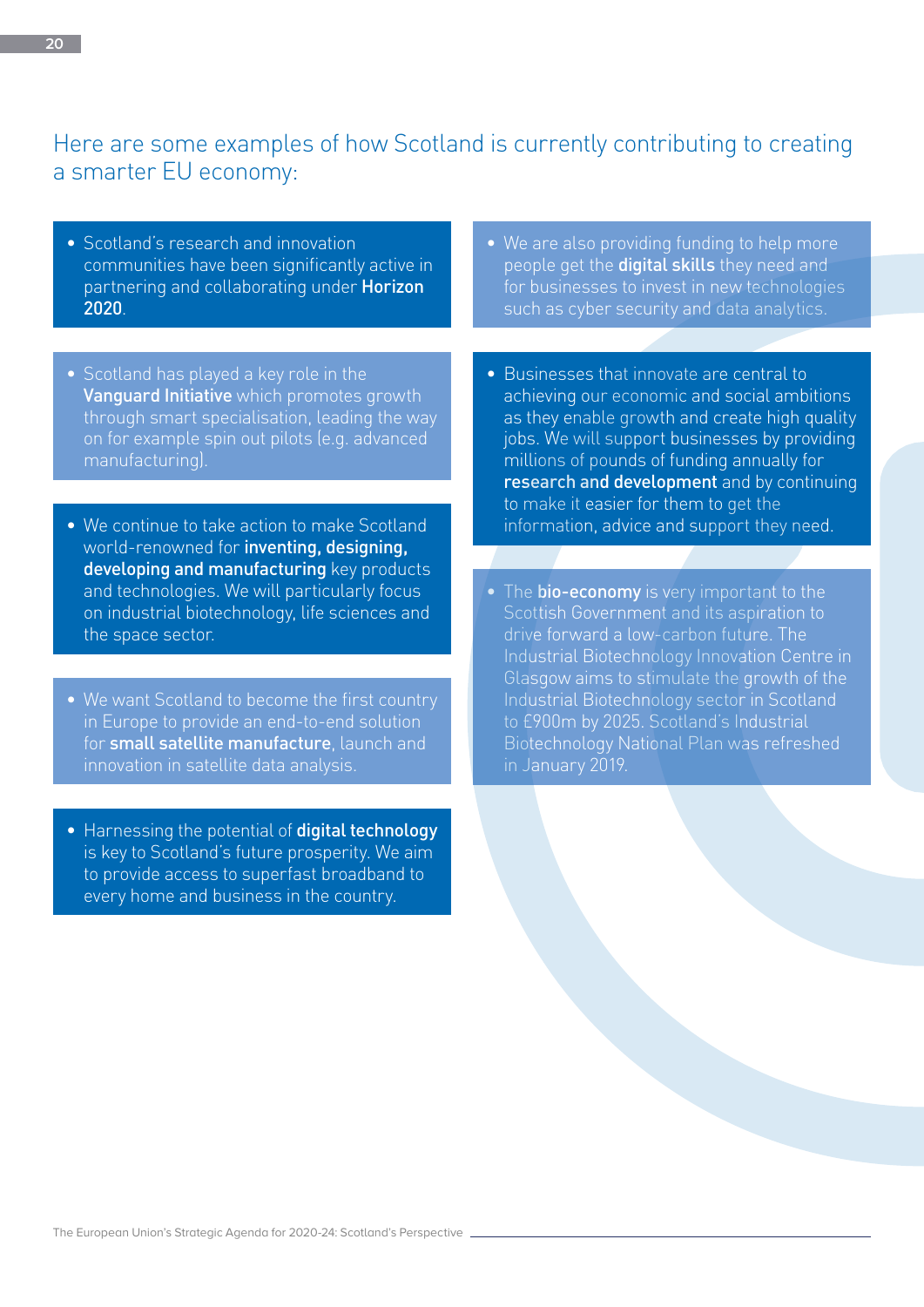## Here are some examples of how Scotland is currently contributing to creating a smarter EU economy:

- Scotland's research and innovation communities have been significantly active in partnering and collaborating under **Horizon 2020**.

- Scotland has played a key role in the **Vanguard Initiative** which promotes growth through smart specialisation, leading the way on for example spin out pilots (e.g. advanced manufacturing).

- We continue to take action to make Scotland world-renowned for **inventing, designing, developing and manufacturing** key products and technologies. We will particularly focus on industrial biotechnology, life sciences and the space sector.

- We want Scotland to become the first country in Europe to provide an end-to-end solution for **small satellite manufacture**, launch and innovation in satellite data analysis.

- Harnessing the potential of **digital technology** is key to Scotland's future prosperity. We aim to provide access to superfast broadband to every home and business in the country.

- We are also providing funding to help more people get the **digital skills** they need and for businesses to invest in new technologies such as cyber security and data analytics.

- Businesses that innovate are central to achieving our economic and social ambitions as they enable growth and create high quality jobs. We will support businesses by providing millions of pounds of funding annually for **research and development** and by continuing to make it easier for them to get the information, advice and support they need.

- The **bio-economy** is very important to the Scottish Government and its aspiration to drive forward a low-carbon future. The Industrial Biotechnology Innovation Centre in Glasgow aims to stimulate the growth of the Industrial Biotechnology sector in Scotland to £900m by 2025. Scotland's Industrial Biotechnology National Plan was refreshed in January 2019.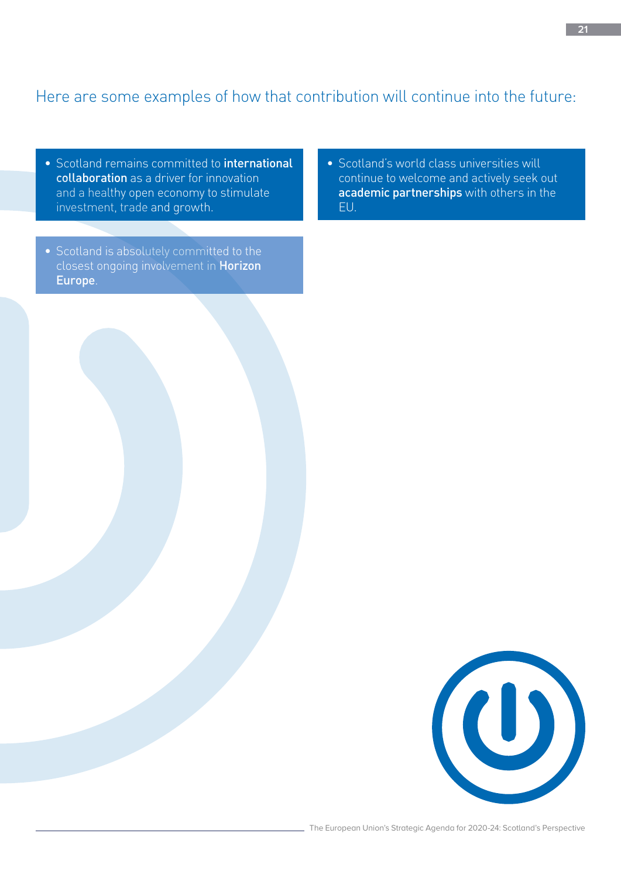## Here are some examples of how that contribution will continue into the future:

- Scotland remains committed to **international collaboration** as a driver for innovation and a healthy open economy to stimulate investment, trade and growth.

- Scotland is absolutely committed to the closest ongoing involvement in **Horizon Europe**.

- Scotland's world class universities will continue to welcome and actively seek out **academic partnerships** with others in the EU.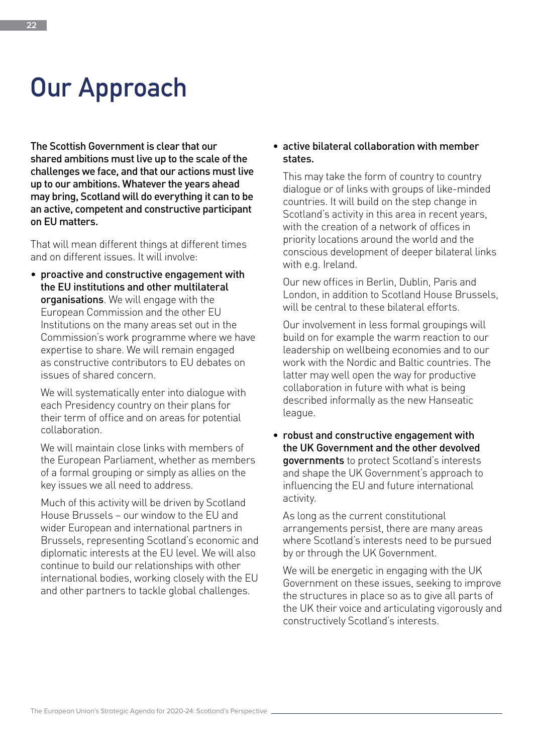# Our Approach

**The Scottish Government is clear that our shared ambitions must live up to the scale of the challenges we face, and that our actions must live up to our ambitions. Whatever the years ahead may bring, Scotland will do everything it can to be an active, competent and constructive participant on EU matters.**

That will mean different things at different times and on different issues. It will involve:

- **proactive and constructive engagement with the EU institutions and other multilateral organisations**. We will engage with the European Commission and the other EU Institutions on the many areas set out in the Commission's work programme where we have expertise to share. We will remain engaged as constructive contributors to EU debates on issues of shared concern.

  We will systematically enter into dialogue with each Presidency country on their plans for their term of office and on areas for potential collaboration.

  We will maintain close links with members of the European Parliament, whether as members of a formal grouping or simply as allies on the key issues we all need to address.

  Much of this activity will be driven by Scotland House Brussels – our window to the EU and wider European and international partners in Brussels, representing Scotland's economic and diplomatic interests at the EU level. We will also continue to build our relationships with other international bodies, working closely with the EU and other partners to tackle global challenges.

- **active bilateral collaboration with member states.**

  This may take the form of country to country dialogue or of links with groups of like-minded countries. It will build on the step change in Scotland's activity in this area in recent years, with the creation of a network of offices in priority locations around the world and the conscious development of deeper bilateral links with e.g. Ireland.

  Our new offices in Berlin, Dublin, Paris and London, in addition to Scotland House Brussels, will be central to these bilateral efforts.

  Our involvement in less formal groupings will build on for example the warm reaction to our leadership on wellbeing economies and to our work with the Nordic and Baltic countries. The latter may well open the way for productive collaboration in future with what is being described informally as the new Hanseatic league.

- **robust and constructive engagement with the UK Government and the other devolved governments** to protect Scotland's interests and shape the UK Government's approach to influencing the EU and future international activity.

  As long as the current constitutional arrangements persist, there are many areas where Scotland's interests need to be pursued by or through the UK Government.

  We will be energetic in engaging with the UK Government on these issues, seeking to improve the structures in place so as to give all parts of the UK their voice and articulating vigorously and constructively Scotland's interests.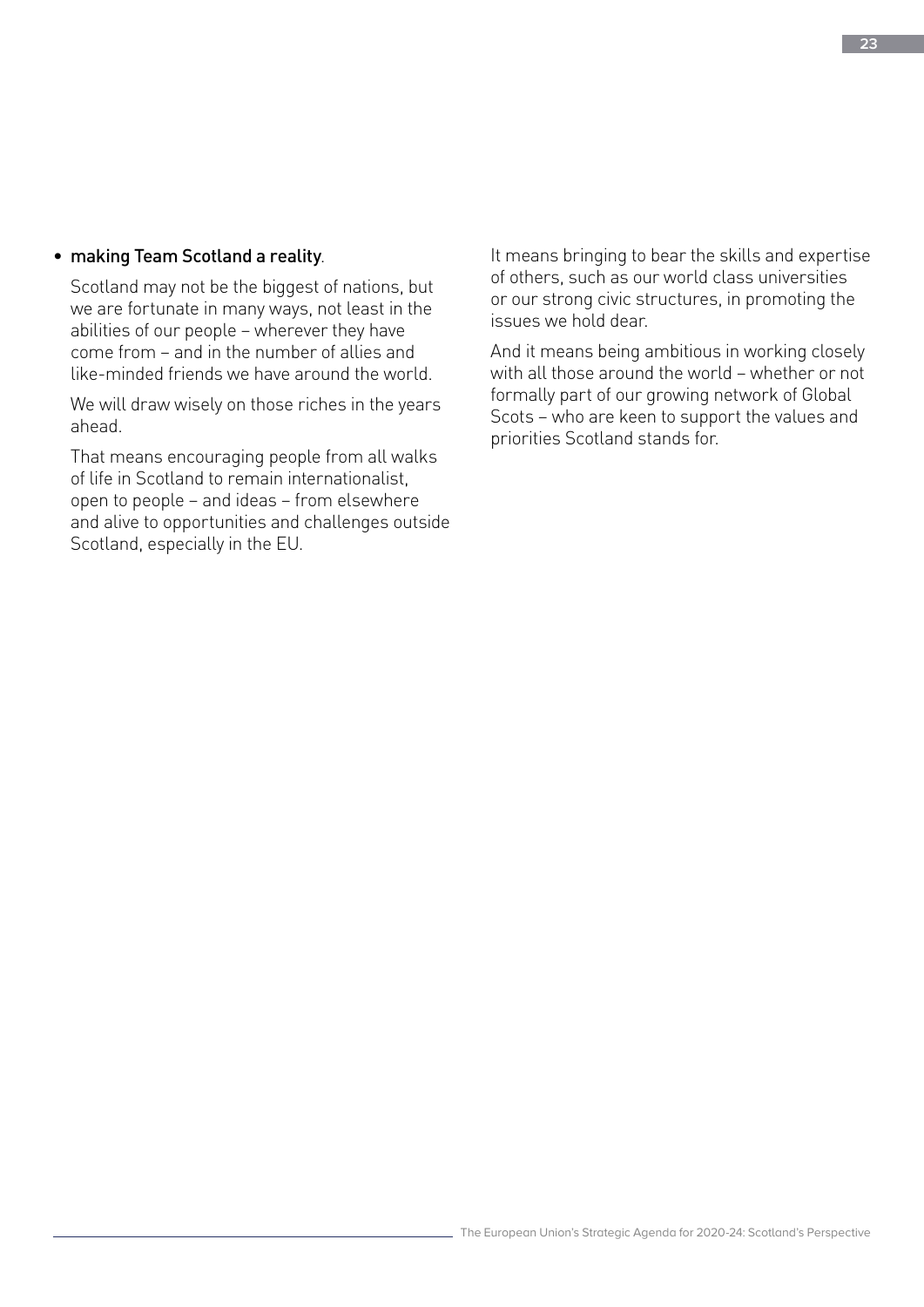- **making Team Scotland a reality**.

  Scotland may not be the biggest of nations, but we are fortunate in many ways, not least in the abilities of our people – wherever they have come from – and in the number of allies and like-minded friends we have around the world.

  We will draw wisely on those riches in the years ahead.

  That means encouraging people from all walks of life in Scotland to remain internationalist, open to people – and ideas – from elsewhere and alive to opportunities and challenges outside Scotland, especially in the EU.

  It means bringing to bear the skills and expertise of others, such as our world class universities or our strong civic structures, in promoting the issues we hold dear.

  And it means being ambitious in working closely with all those around the world – whether or not formally part of our growing network of Global Scots – who are keen to support the values and priorities Scotland stands for.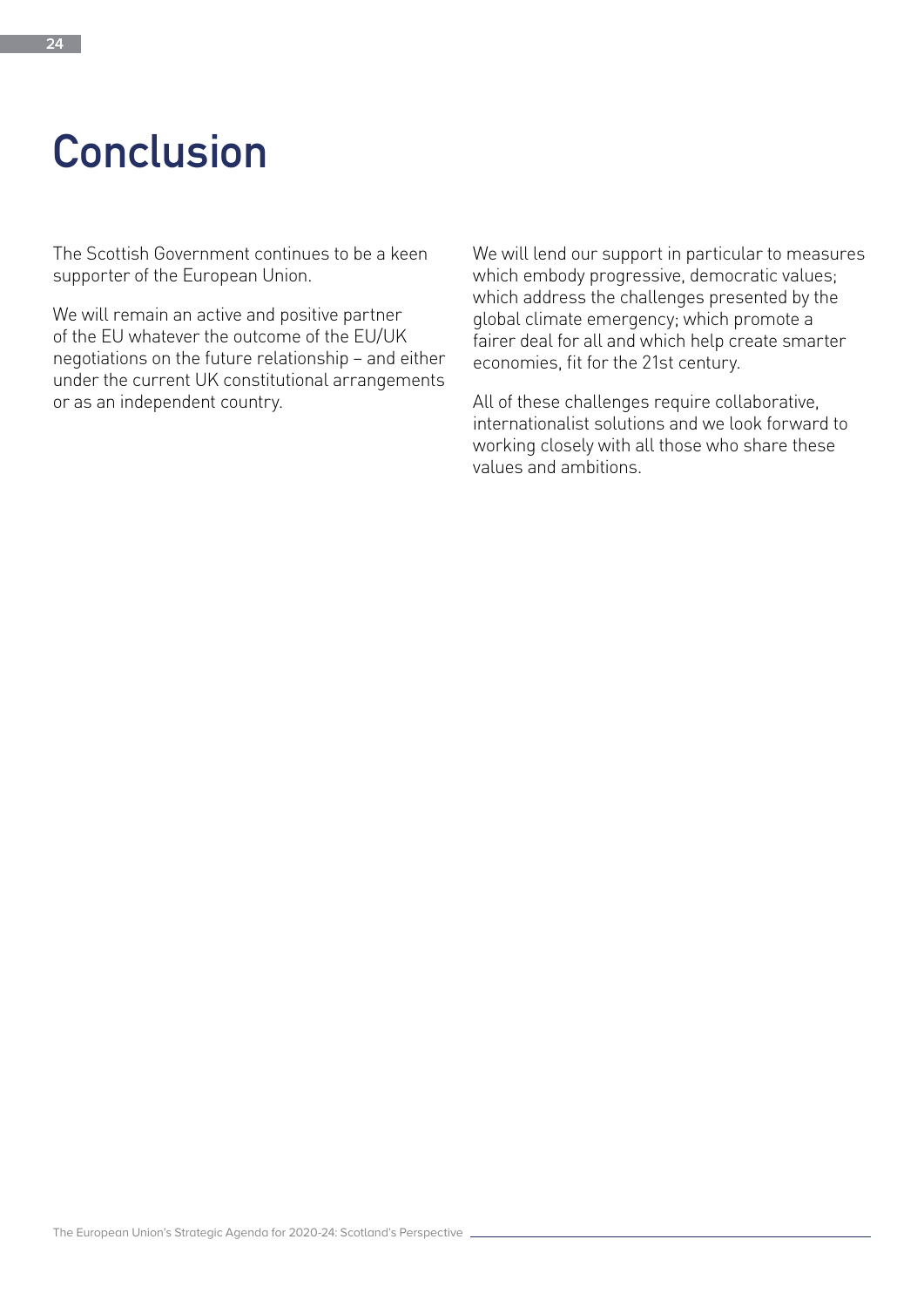# Conclusion

The Scottish Government continues to be a keen supporter of the European Union.

We will remain an active and positive partner of the EU whatever the outcome of the EU/UK negotiations on the future relationship – and either under the current UK constitutional arrangements or as an independent country.

We will lend our support in particular to measures which embody progressive, democratic values; which address the challenges presented by the global climate emergency; which promote a fairer deal for all and which help create smarter economies, fit for the 21st century.

All of these challenges require collaborative, internationalist solutions and we look forward to working closely with all those who share these values and ambitions.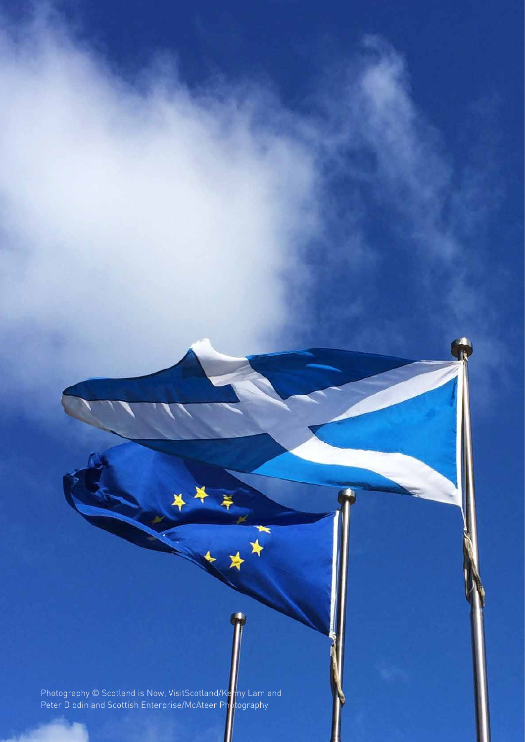Photography © Scotland is Now, VisitScotland/Kenny Lam and Peter Dibdin and Scottish Enterprise/McAteer Photography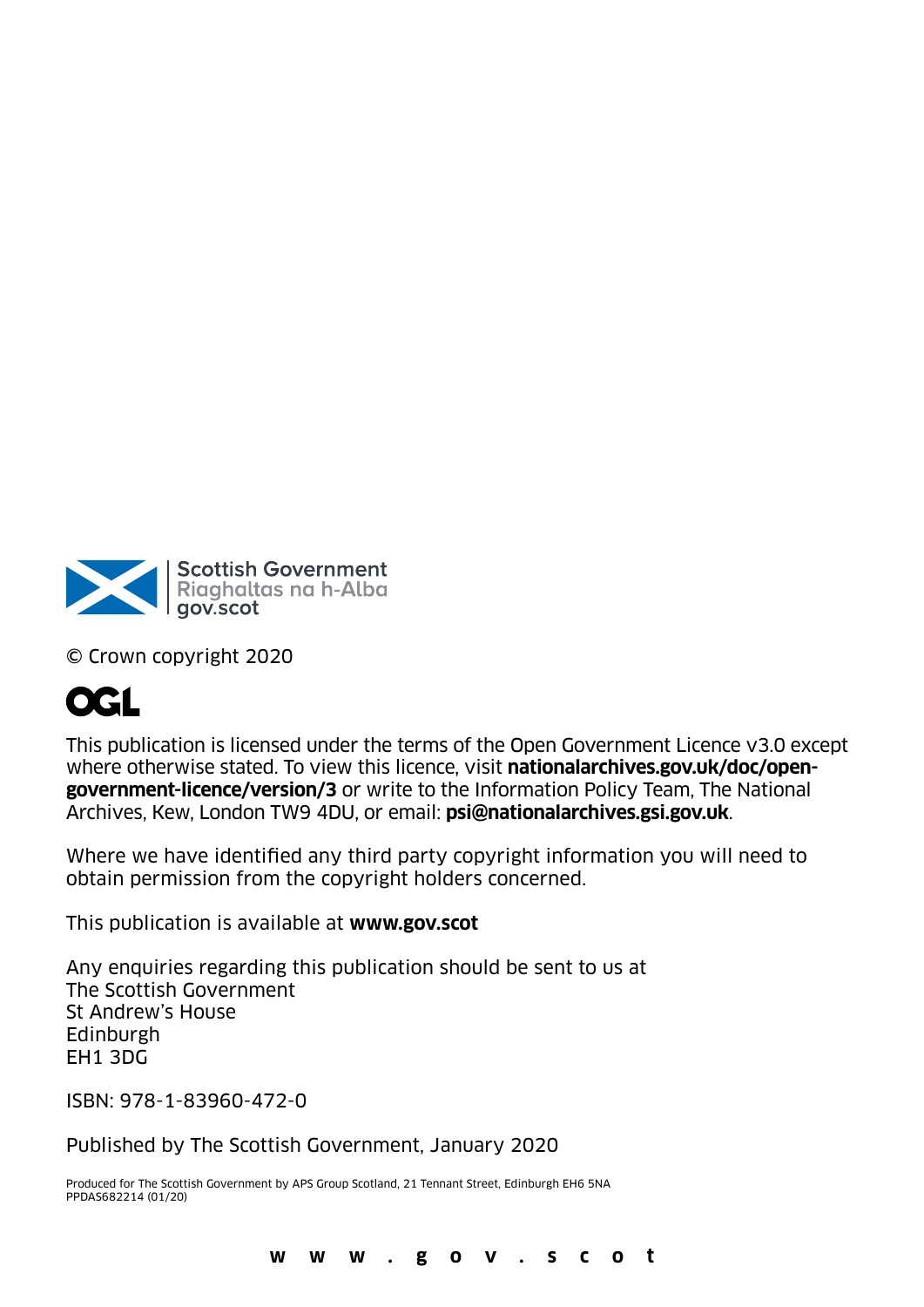Scottish Government
Riaghaltas na h-Alba
gov.scot

© Crown copyright 2020

OGL

This publication is licensed under the terms of the Open Government Licence v3.0 except where otherwise stated. To view this licence, visit **nationalarchives.gov.uk/doc/open-government-licence/version/3** or write to the Information Policy Team, The National Archives, Kew, London TW9 4DU, or email: **psi@nationalarchives.gsi.gov.uk**.

Where we have identified any third party copyright information you will need to obtain permission from the copyright holders concerned.

This publication is available at **www.gov.scot**

Any enquiries regarding this publication should be sent to us at
The Scottish Government
St Andrew's House
Edinburgh
EH1 3DG

ISBN: 978-1-83960-472-0

Published by The Scottish Government, January 2020

Produced for The Scottish Government by APS Group Scotland, 21 Tennant Street, Edinburgh EH6 5NA
PPDAS682214 (01/20)

**w w w . g o v . s c o t**